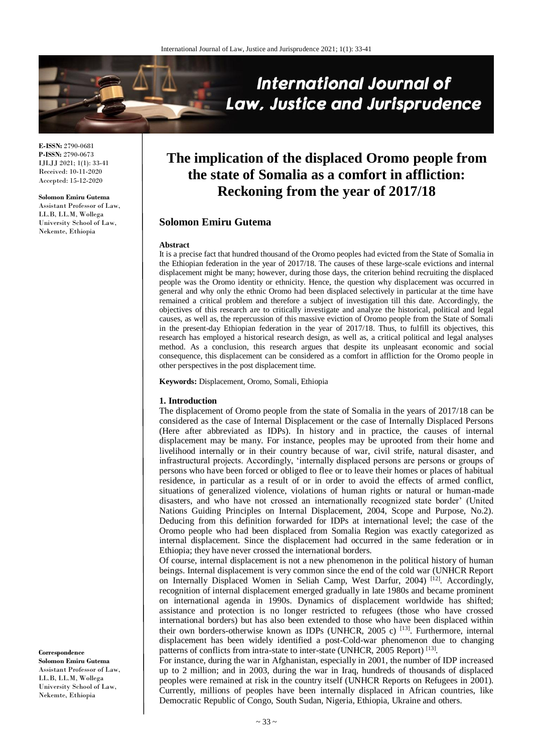**E-ISSN:** 2790-0681
**P-ISSN:** 2790-0673
IJLJJ 2021; 1(1): 33-41
Received: 10-11-2020
Accepted: 15-12-2020

**Solomon Emiru Gutema**
Assistant Professor of Law, LL.B, LL.M, Wollega University School of Law, Nekemte, Ethiopia

**Correspondence**
**Solomon Emiru Gutema**
Assistant Professor of Law, LL.B, LL.M, Wollega University School of Law, Nekemte, Ethiopia

# The implication of the displaced Oromo people from the state of Somalia as a comfort in affliction: Reckoning from the year of 2017/18

## Solomon Emiru Gutema

**Abstract**

It is a precise fact that hundred thousand of the Oromo peoples had evicted from the State of Somalia in the Ethiopian federation in the year of 2017/18. The causes of these large-scale evictions and internal displacement might be many; however, during those days, the criterion behind recruiting the displaced people was the Oromo identity or ethnicity. Hence, the question why displacement was occurred in general and why only the ethnic Oromo had been displaced selectively in particular at the time have remained a critical problem and therefore a subject of investigation till this date. Accordingly, the objectives of this research are to critically investigate and analyze the historical, political and legal causes, as well as, the repercussion of this massive eviction of Oromo people from the State of Somali in the present-day Ethiopian federation in the year of 2017/18. Thus, to fulfill its objectives, this research has employed a historical research design, as well as, a critical political and legal analyses method. As a conclusion, this research argues that despite its unpleasant economic and social consequence, this displacement can be considered as a comfort in affliction for the Oromo people in other perspectives in the post displacement time.

**Keywords:** Displacement, Oromo, Somali, Ethiopia

### 1. Introduction

The displacement of Oromo people from the state of Somalia in the years of 2017/18 can be considered as the case of Internal Displacement or the case of Internally Displaced Persons (Here after abbreviated as IDPs). In history and in practice, the causes of internal displacement may be many. For instance, peoples may be uprooted from their home and livelihood internally or in their country because of war, civil strife, natural disaster, and infrastructural projects. Accordingly, 'internally displaced persons are persons or groups of persons who have been forced or obliged to flee or to leave their homes or places of habitual residence, in particular as a result of or in order to avoid the effects of armed conflict, situations of generalized violence, violations of human rights or natural or human-made disasters, and who have not crossed an internationally recognized state border' (United Nations Guiding Principles on Internal Displacement, 2004, Scope and Purpose, No.2). Deducing from this definition forwarded for IDPs at international level; the case of the Oromo people who had been displaced from Somalia Region was exactly categorized as internal displacement. Since the displacement had occurred in the same federation or in Ethiopia; they have never crossed the international borders.

Of course, internal displacement is not a new phenomenon in the political history of human beings. Internal displacement is very common since the end of the cold war (UNHCR Report on Internally Displaced Women in Seliah Camp, West Darfur, 2004) [12]. Accordingly, recognition of internal displacement emerged gradually in late 1980s and became prominent on international agenda in 1990s. Dynamics of displacement worldwide has shifted; assistance and protection is no longer restricted to refugees (those who have crossed international borders) but has also been extended to those who have been displaced within their own borders-otherwise known as IDPs (UNHCR, 2005 c) [13]. Furthermore, internal displacement has been widely identified a post-Cold-war phenomenon due to changing patterns of conflicts from intra-state to inter-state (UNHCR, 2005 Report) [13].

For instance, during the war in Afghanistan, especially in 2001, the number of IDP increased up to 2 million; and in 2003, during the war in Iraq, hundreds of thousands of displaced peoples were remained at risk in the country itself (UNHCR Reports on Refugees in 2001). Currently, millions of peoples have been internally displaced in African countries, like Democratic Republic of Congo, South Sudan, Nigeria, Ethiopia, Ukraine and others.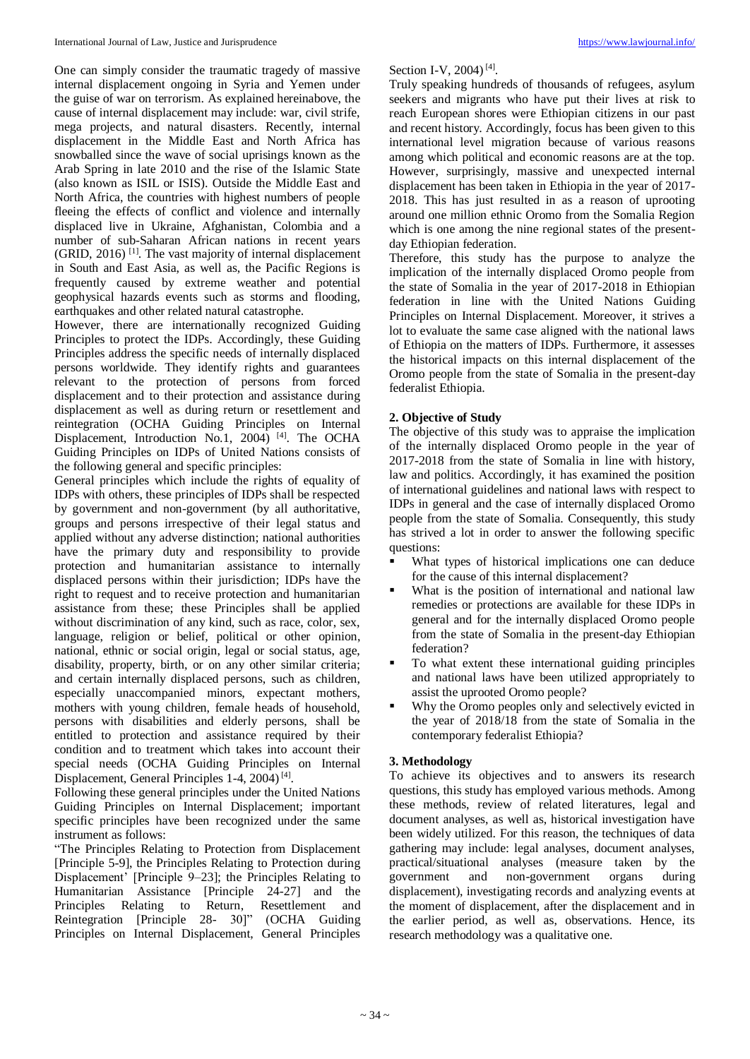One can simply consider the traumatic tragedy of massive internal displacement ongoing in Syria and Yemen under the guise of war on terrorism. As explained hereinabove, the cause of internal displacement may include: war, civil strife, mega projects, and natural disasters. Recently, internal displacement in the Middle East and North Africa has snowballed since the wave of social uprisings known as the Arab Spring in late 2010 and the rise of the Islamic State (also known as ISIL or ISIS). Outside the Middle East and North Africa, the countries with highest numbers of people fleeing the effects of conflict and violence and internally displaced live in Ukraine, Afghanistan, Colombia and a number of sub-Saharan African nations in recent years (GRID, 2016) [1]. The vast majority of internal displacement in South and East Asia, as well as, the Pacific Regions is frequently caused by extreme weather and potential geophysical hazards events such as storms and flooding, earthquakes and other related natural catastrophe.

However, there are internationally recognized Guiding Principles to protect the IDPs. Accordingly, these Guiding Principles address the specific needs of internally displaced persons worldwide. They identify rights and guarantees relevant to the protection of persons from forced displacement and to their protection and assistance during displacement as well as during return or resettlement and reintegration (OCHA Guiding Principles on Internal Displacement, Introduction No.1, 2004) [4]. The OCHA Guiding Principles on IDPs of United Nations consists of the following general and specific principles:

General principles which include the rights of equality of IDPs with others, these principles of IDPs shall be respected by government and non-government (by all authoritative, groups and persons irrespective of their legal status and applied without any adverse distinction; national authorities have the primary duty and responsibility to provide protection and humanitarian assistance to internally displaced persons within their jurisdiction; IDPs have the right to request and to receive protection and humanitarian assistance from these; these Principles shall be applied without discrimination of any kind, such as race, color, sex, language, religion or belief, political or other opinion, national, ethnic or social origin, legal or social status, age, disability, property, birth, or on any other similar criteria; and certain internally displaced persons, such as children, especially unaccompanied minors, expectant mothers, mothers with young children, female heads of household, persons with disabilities and elderly persons, shall be entitled to protection and assistance required by their condition and to treatment which takes into account their special needs (OCHA Guiding Principles on Internal Displacement, General Principles 1-4, 2004) [4].

Following these general principles under the United Nations Guiding Principles on Internal Displacement; important specific principles have been recognized under the same instrument as follows:

"The Principles Relating to Protection from Displacement [Principle 5-9], the Principles Relating to Protection during Displacement' [Principle 9–23]; the Principles Relating to Humanitarian Assistance [Principle 24-27] and the Principles Relating to Return, Resettlement and Reintegration [Principle 28- 30]" (OCHA Guiding Principles on Internal Displacement, General Principles Section I-V, 2004) [4].

Truly speaking hundreds of thousands of refugees, asylum seekers and migrants who have put their lives at risk to reach European shores were Ethiopian citizens in our past and recent history. Accordingly, focus has been given to this international level migration because of various reasons among which political and economic reasons are at the top. However, surprisingly, massive and unexpected internal displacement has been taken in Ethiopia in the year of 2017-2018. This has just resulted in as a reason of uprooting around one million ethnic Oromo from the Somalia Region which is one among the nine regional states of the present-day Ethiopian federation.

Therefore, this study has the purpose to analyze the implication of the internally displaced Oromo people from the state of Somalia in the year of 2017-2018 in Ethiopian federation in line with the United Nations Guiding Principles on Internal Displacement. Moreover, it strives a lot to evaluate the same case aligned with the national laws of Ethiopia on the matters of IDPs. Furthermore, it assesses the historical impacts on this internal displacement of the Oromo people from the state of Somalia in the present-day federalist Ethiopia.

## 2. Objective of Study

The objective of this study was to appraise the implication of the internally displaced Oromo people in the year of 2017-2018 from the state of Somalia in line with history, law and politics. Accordingly, it has examined the position of international guidelines and national laws with respect to IDPs in general and the case of internally displaced Oromo people from the state of Somalia. Consequently, this study has strived a lot in order to answer the following specific questions:

- What types of historical implications one can deduce for the cause of this internal displacement?
- What is the position of international and national law remedies or protections are available for these IDPs in general and for the internally displaced Oromo people from the state of Somalia in the present-day Ethiopian federation?
- To what extent these international guiding principles and national laws have been utilized appropriately to assist the uprooted Oromo people?
- Why the Oromo peoples only and selectively evicted in the year of 2018/18 from the state of Somalia in the contemporary federalist Ethiopia?

## 3. Methodology

To achieve its objectives and to answers its research questions, this study has employed various methods. Among these methods, review of related literatures, legal and document analyses, as well as, historical investigation have been widely utilized. For this reason, the techniques of data gathering may include: legal analyses, document analyses, practical/situational analyses (measure taken by the government and non-government organs during displacement), investigating records and analyzing events at the moment of displacement, after the displacement and in the earlier period, as well as, observations. Hence, its research methodology was a qualitative one.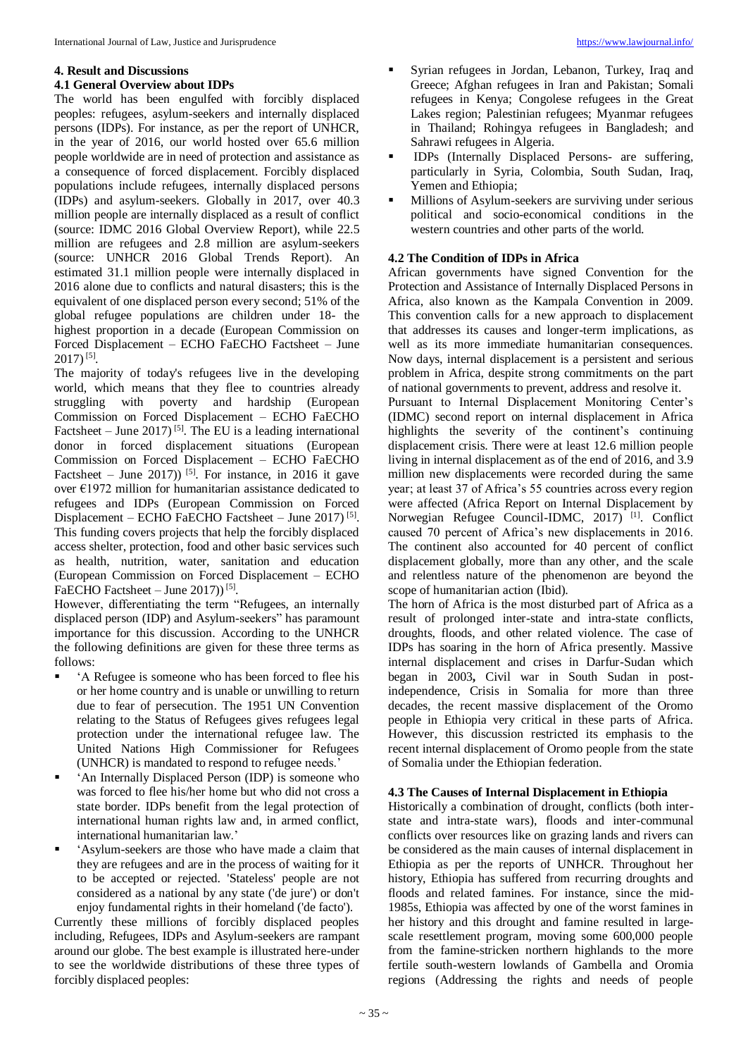## 4. Result and Discussions

### 4.1 General Overview about IDPs

The world has been engulfed with forcibly displaced peoples: refugees, asylum-seekers and internally displaced persons (IDPs). For instance, as per the report of UNHCR, in the year of 2016, our world hosted over 65.6 million people worldwide are in need of protection and assistance as a consequence of forced displacement. Forcibly displaced populations include refugees, internally displaced persons (IDPs) and asylum-seekers. Globally in 2017, over 40.3 million people are internally displaced as a result of conflict (source: IDMC 2016 Global Overview Report), while 22.5 million are refugees and 2.8 million are asylum-seekers (source: UNHCR 2016 Global Trends Report). An estimated 31.1 million people were internally displaced in 2016 alone due to conflicts and natural disasters; this is the equivalent of one displaced person every second; 51% of the global refugee populations are children under 18- the highest proportion in a decade (European Commission on Forced Displacement – ECHO FaECHO Factsheet – June 2017) [5].

The majority of today's refugees live in the developing world, which means that they flee to countries already struggling with poverty and hardship (European Commission on Forced Displacement – ECHO FaECHO Factsheet – June 2017) [5]. The EU is a leading international donor in forced displacement situations (European Commission on Forced Displacement – ECHO FaECHO Factsheet – June 2017)) [5]. For instance, in 2016 it gave over €1972 million for humanitarian assistance dedicated to refugees and IDPs (European Commission on Forced Displacement – ECHO FaECHO Factsheet – June 2017) [5]. This funding covers projects that help the forcibly displaced access shelter, protection, food and other basic services such as health, nutrition, water, sanitation and education (European Commission on Forced Displacement – ECHO FaECHO Factsheet – June 2017)) [5].

However, differentiating the term "Refugees, an internally displaced person (IDP) and Asylum-seekers" has paramount importance for this discussion. According to the UNHCR the following definitions are given for these three terms as follows:

- 'A Refugee is someone who has been forced to flee his or her home country and is unable or unwilling to return due to fear of persecution. The 1951 UN Convention relating to the Status of Refugees gives refugees legal protection under the international refugee law. The United Nations High Commissioner for Refugees (UNHCR) is mandated to respond to refugee needs.'
- 'An Internally Displaced Person (IDP) is someone who was forced to flee his/her home but who did not cross a state border. IDPs benefit from the legal protection of international human rights law and, in armed conflict, international humanitarian law.'
- 'Asylum-seekers are those who have made a claim that they are refugees and are in the process of waiting for it to be accepted or rejected. 'Stateless' people are not considered as a national by any state ('de jure') or don't enjoy fundamental rights in their homeland ('de facto').

Currently these millions of forcibly displaced peoples including, Refugees, IDPs and Asylum-seekers are rampant around our globe. The best example is illustrated here-under to see the worldwide distributions of these three types of forcibly displaced peoples:

- Syrian refugees in Jordan, Lebanon, Turkey, Iraq and Greece; Afghan refugees in Iran and Pakistan; Somali refugees in Kenya; Congolese refugees in the Great Lakes region; Palestinian refugees; Myanmar refugees in Thailand; Rohingya refugees in Bangladesh; and Sahrawi refugees in Algeria.
- IDPs (Internally Displaced Persons- are suffering, particularly in Syria, Colombia, South Sudan, Iraq, Yemen and Ethiopia;
- Millions of Asylum-seekers are surviving under serious political and socio-economical conditions in the western countries and other parts of the world.

### 4.2 The Condition of IDPs in Africa

African governments have signed Convention for the Protection and Assistance of Internally Displaced Persons in Africa, also known as the Kampala Convention in 2009. This convention calls for a new approach to displacement that addresses its causes and longer-term implications, as well as its more immediate humanitarian consequences. Now days, internal displacement is a persistent and serious problem in Africa, despite strong commitments on the part of national governments to prevent, address and resolve it.

Pursuant to Internal Displacement Monitoring Center's (IDMC) second report on internal displacement in Africa highlights the severity of the continent's continuing displacement crisis. There were at least 12.6 million people living in internal displacement as of the end of 2016, and 3.9 million new displacements were recorded during the same year; at least 37 of Africa's 55 countries across every region were affected (Africa Report on Internal Displacement by Norwegian Refugee Council-IDMC, 2017) [1]. Conflict caused 70 percent of Africa's new displacements in 2016. The continent also accounted for 40 percent of conflict displacement globally, more than any other, and the scale and relentless nature of the phenomenon are beyond the scope of humanitarian action (Ibid).

The horn of Africa is the most disturbed part of Africa as a result of prolonged inter-state and intra-state conflicts, droughts, floods, and other related violence. The case of IDPs has soaring in the horn of Africa presently. Massive internal displacement and crises in Darfur-Sudan which began in 2003**,** Civil war in South Sudan in post-independence, Crisis in Somalia for more than three decades, the recent massive displacement of the Oromo people in Ethiopia very critical in these parts of Africa. However, this discussion restricted its emphasis to the recent internal displacement of Oromo people from the state of Somalia under the Ethiopian federation.

### 4.3 The Causes of Internal Displacement in Ethiopia

Historically a combination of drought, conflicts (both inter-state and intra-state wars), floods and inter-communal conflicts over resources like on grazing lands and rivers can be considered as the main causes of internal displacement in Ethiopia as per the reports of UNHCR. Throughout her history, Ethiopia has suffered from recurring droughts and floods and related famines. For instance, since the mid-1985s, Ethiopia was affected by one of the worst famines in her history and this drought and famine resulted in large-scale resettlement program, moving some 600,000 people from the famine-stricken northern highlands to the more fertile south-western lowlands of Gambella and Oromia regions (Addressing the rights and needs of people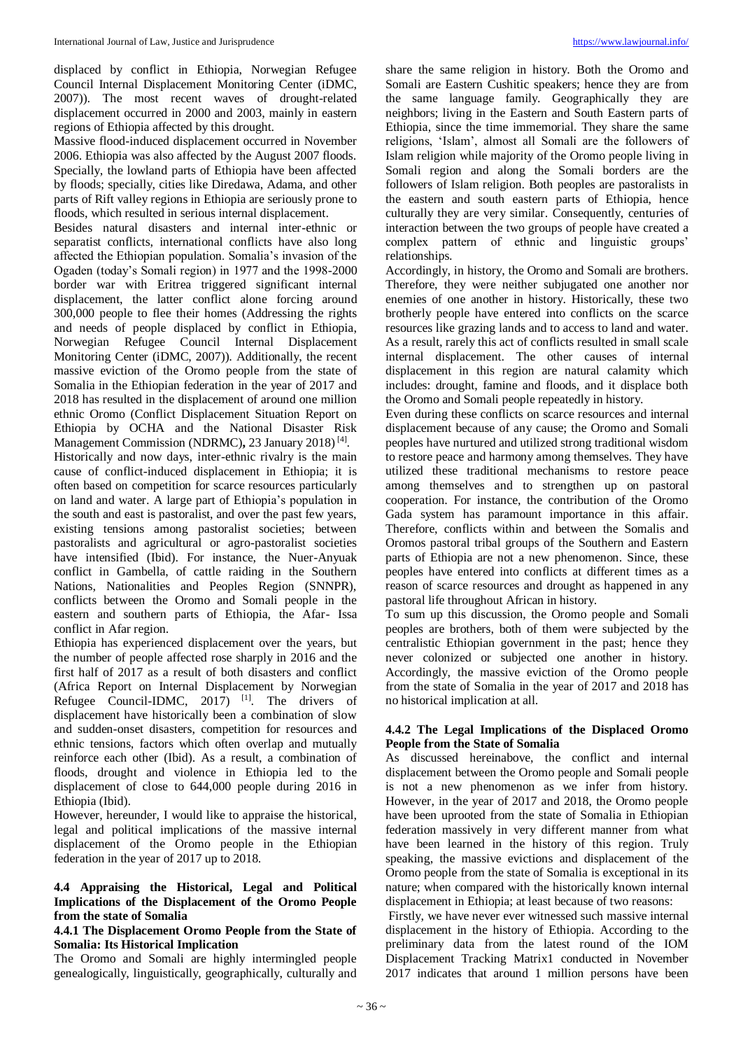displaced by conflict in Ethiopia, Norwegian Refugee Council Internal Displacement Monitoring Center (iDMC, 2007)). The most recent waves of drought-related displacement occurred in 2000 and 2003, mainly in eastern regions of Ethiopia affected by this drought.

Massive flood-induced displacement occurred in November 2006. Ethiopia was also affected by the August 2007 floods. Specially, the lowland parts of Ethiopia have been affected by floods; specially, cities like Diredawa, Adama, and other parts of Rift valley regions in Ethiopia are seriously prone to floods, which resulted in serious internal displacement.

Besides natural disasters and internal inter-ethnic or separatist conflicts, international conflicts have also long affected the Ethiopian population. Somalia's invasion of the Ogaden (today's Somali region) in 1977 and the 1998-2000 border war with Eritrea triggered significant internal displacement, the latter conflict alone forcing around 300,000 people to flee their homes (Addressing the rights and needs of people displaced by conflict in Ethiopia, Norwegian Refugee Council Internal Displacement Monitoring Center (iDMC, 2007)). Additionally, the recent massive eviction of the Oromo people from the state of Somalia in the Ethiopian federation in the year of 2017 and 2018 has resulted in the displacement of around one million ethnic Oromo (Conflict Displacement Situation Report on Ethiopia by OCHA and the National Disaster Risk Management Commission (NDRMC)**,** 23 January 2018) [4].

Historically and now days, inter-ethnic rivalry is the main cause of conflict-induced displacement in Ethiopia; it is often based on competition for scarce resources particularly on land and water. A large part of Ethiopia's population in the south and east is pastoralist, and over the past few years, existing tensions among pastoralist societies; between pastoralists and agricultural or agro-pastoralist societies have intensified (Ibid). For instance, the Nuer-Anyuak conflict in Gambella, of cattle raiding in the Southern Nations, Nationalities and Peoples Region (SNNPR), conflicts between the Oromo and Somali people in the eastern and southern parts of Ethiopia, the Afar- Issa conflict in Afar region.

Ethiopia has experienced displacement over the years, but the number of people affected rose sharply in 2016 and the first half of 2017 as a result of both disasters and conflict (Africa Report on Internal Displacement by Norwegian Refugee Council-IDMC, 2017) [1]. The drivers of displacement have historically been a combination of slow and sudden-onset disasters, competition for resources and ethnic tensions, factors which often overlap and mutually reinforce each other (Ibid). As a result, a combination of floods, drought and violence in Ethiopia led to the displacement of close to 644,000 people during 2016 in Ethiopia (Ibid).

However, hereunder, I would like to appraise the historical, legal and political implications of the massive internal displacement of the Oromo people in the Ethiopian federation in the year of 2017 up to 2018.

### 4.4 Appraising the Historical, Legal and Political Implications of the Displacement of the Oromo People from the state of Somalia

#### 4.4.1 The Displacement Oromo People from the State of Somalia: Its Historical Implication

The Oromo and Somali are highly intermingled people genealogically, linguistically, geographically, culturally and share the same religion in history. Both the Oromo and Somali are Eastern Cushitic speakers; hence they are from the same language family. Geographically they are neighbors; living in the Eastern and South Eastern parts of Ethiopia, since the time immemorial. They share the same religions, 'Islam', almost all Somali are the followers of Islam religion while majority of the Oromo people living in Somali region and along the Somali borders are the followers of Islam religion. Both peoples are pastoralists in the eastern and south eastern parts of Ethiopia, hence culturally they are very similar. Consequently, centuries of interaction between the two groups of people have created a complex pattern of ethnic and linguistic groups' relationships.

Accordingly, in history, the Oromo and Somali are brothers. Therefore, they were neither subjugated one another nor enemies of one another in history. Historically, these two brotherly people have entered into conflicts on the scarce resources like grazing lands and to access to land and water. As a result, rarely this act of conflicts resulted in small scale internal displacement. The other causes of internal displacement in this region are natural calamity which includes: drought, famine and floods, and it displace both the Oromo and Somali people repeatedly in history.

Even during these conflicts on scarce resources and internal displacement because of any cause; the Oromo and Somali peoples have nurtured and utilized strong traditional wisdom to restore peace and harmony among themselves. They have utilized these traditional mechanisms to restore peace among themselves and to strengthen up on pastoral cooperation. For instance, the contribution of the Oromo Gada system has paramount importance in this affair. Therefore, conflicts within and between the Somalis and Oromos pastoral tribal groups of the Southern and Eastern parts of Ethiopia are not a new phenomenon. Since, these peoples have entered into conflicts at different times as a reason of scarce resources and drought as happened in any pastoral life throughout African in history.

To sum up this discussion, the Oromo people and Somali peoples are brothers, both of them were subjected by the centralistic Ethiopian government in the past; hence they never colonized or subjected one another in history. Accordingly, the massive eviction of the Oromo people from the state of Somalia in the year of 2017 and 2018 has no historical implication at all.

#### 4.4.2 The Legal Implications of the Displaced Oromo People from the State of Somalia

As discussed hereinabove, the conflict and internal displacement between the Oromo people and Somali people is not a new phenomenon as we infer from history. However, in the year of 2017 and 2018, the Oromo people have been uprooted from the state of Somalia in Ethiopian federation massively in very different manner from what have been learned in the history of this region. Truly speaking, the massive evictions and displacement of the Oromo people from the state of Somalia is exceptional in its nature; when compared with the historically known internal displacement in Ethiopia; at least because of two reasons:

Firstly, we have never ever witnessed such massive internal displacement in the history of Ethiopia. According to the preliminary data from the latest round of the IOM Displacement Tracking Matrix1 conducted in November 2017 indicates that around 1 million persons have been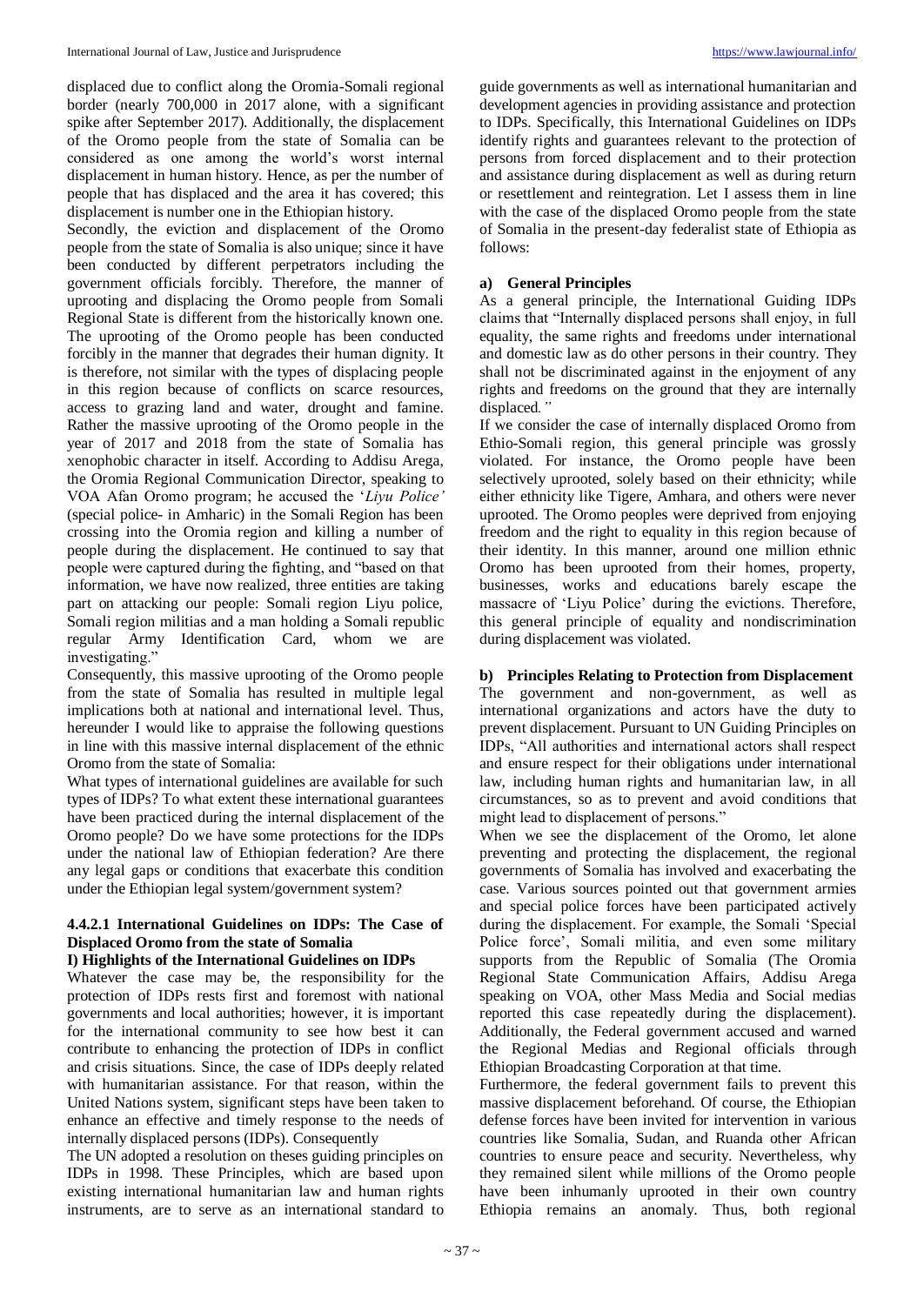displaced due to conflict along the Oromia-Somali regional border (nearly 700,000 in 2017 alone, with a significant spike after September 2017). Additionally, the displacement of the Oromo people from the state of Somalia can be considered as one among the world's worst internal displacement in human history. Hence, as per the number of people that has displaced and the area it has covered; this displacement is number one in the Ethiopian history.

Secondly, the eviction and displacement of the Oromo people from the state of Somalia is also unique; since it have been conducted by different perpetrators including the government officials forcibly. Therefore, the manner of uprooting and displacing the Oromo people from Somali Regional State is different from the historically known one. The uprooting of the Oromo people has been conducted forcibly in the manner that degrades their human dignity. It is therefore, not similar with the types of displacing people in this region because of conflicts on scarce resources, access to grazing land and water, drought and famine. Rather the massive uprooting of the Oromo people in the year of 2017 and 2018 from the state of Somalia has xenophobic character in itself. According to Addisu Arega, the Oromia Regional Communication Director, speaking to VOA Afan Oromo program; he accused the '*Liyu Police'* (special police- in Amharic) in the Somali Region has been crossing into the Oromia region and killing a number of people during the displacement. He continued to say that people were captured during the fighting, and "based on that information, we have now realized, three entities are taking part on attacking our people: Somali region Liyu police, Somali region militias and a man holding a Somali republic regular Army Identification Card, whom we are investigating."

Consequently, this massive uprooting of the Oromo people from the state of Somalia has resulted in multiple legal implications both at national and international level. Thus, hereunder I would like to appraise the following questions in line with this massive internal displacement of the ethnic Oromo from the state of Somalia:

What types of international guidelines are available for such types of IDPs? To what extent these international guarantees have been practiced during the internal displacement of the Oromo people? Do we have some protections for the IDPs under the national law of Ethiopian federation? Are there any legal gaps or conditions that exacerbate this condition under the Ethiopian legal system/government system?

#### 4.4.2.1 International Guidelines on IDPs: The Case of Displaced Oromo from the state of Somalia

**I) Highlights of the International Guidelines on IDPs**

Whatever the case may be, the responsibility for the protection of IDPs rests first and foremost with national governments and local authorities; however, it is important for the international community to see how best it can contribute to enhancing the protection of IDPs in conflict and crisis situations. Since, the case of IDPs deeply related with humanitarian assistance. For that reason, within the United Nations system, significant steps have been taken to enhance an effective and timely response to the needs of internally displaced persons (IDPs). Consequently

The UN adopted a resolution on theses guiding principles on IDPs in 1998. These Principles, which are based upon existing international humanitarian law and human rights instruments, are to serve as an international standard to guide governments as well as international humanitarian and development agencies in providing assistance and protection to IDPs. Specifically, this International Guidelines on IDPs identify rights and guarantees relevant to the protection of persons from forced displacement and to their protection and assistance during displacement as well as during return or resettlement and reintegration. Let I assess them in line with the case of the displaced Oromo people from the state of Somalia in the present-day federalist state of Ethiopia as follows:

**a) General Principles**

As a general principle, the International Guiding IDPs claims that "Internally displaced persons shall enjoy, in full equality, the same rights and freedoms under international and domestic law as do other persons in their country. They shall not be discriminated against in the enjoyment of any rights and freedoms on the ground that they are internally displaced*."*

If we consider the case of internally displaced Oromo from Ethio-Somali region, this general principle was grossly violated. For instance, the Oromo people have been selectively uprooted, solely based on their ethnicity; while either ethnicity like Tigere, Amhara, and others were never uprooted. The Oromo peoples were deprived from enjoying freedom and the right to equality in this region because of their identity. In this manner, around one million ethnic Oromo has been uprooted from their homes, property, businesses, works and educations barely escape the massacre of 'Liyu Police' during the evictions. Therefore, this general principle of equality and nondiscrimination during displacement was violated.

**b) Principles Relating to Protection from Displacement**

The government and non-government, as well as international organizations and actors have the duty to prevent displacement. Pursuant to UN Guiding Principles on IDPs, "All authorities and international actors shall respect and ensure respect for their obligations under international law, including human rights and humanitarian law, in all circumstances, so as to prevent and avoid conditions that might lead to displacement of persons."

When we see the displacement of the Oromo, let alone preventing and protecting the displacement, the regional governments of Somalia has involved and exacerbating the case. Various sources pointed out that government armies and special police forces have been participated actively during the displacement. For example, the Somali 'Special Police force', Somali militia, and even some military supports from the Republic of Somalia (The Oromia Regional State Communication Affairs, Addisu Arega speaking on VOA, other Mass Media and Social medias reported this case repeatedly during the displacement). Additionally, the Federal government accused and warned the Regional Medias and Regional officials through Ethiopian Broadcasting Corporation at that time.

Furthermore, the federal government fails to prevent this massive displacement beforehand. Of course, the Ethiopian defense forces have been invited for intervention in various countries like Somalia, Sudan, and Ruanda other African countries to ensure peace and security. Nevertheless, why they remained silent while millions of the Oromo people have been inhumanly uprooted in their own country Ethiopia remains an anomaly. Thus, both regional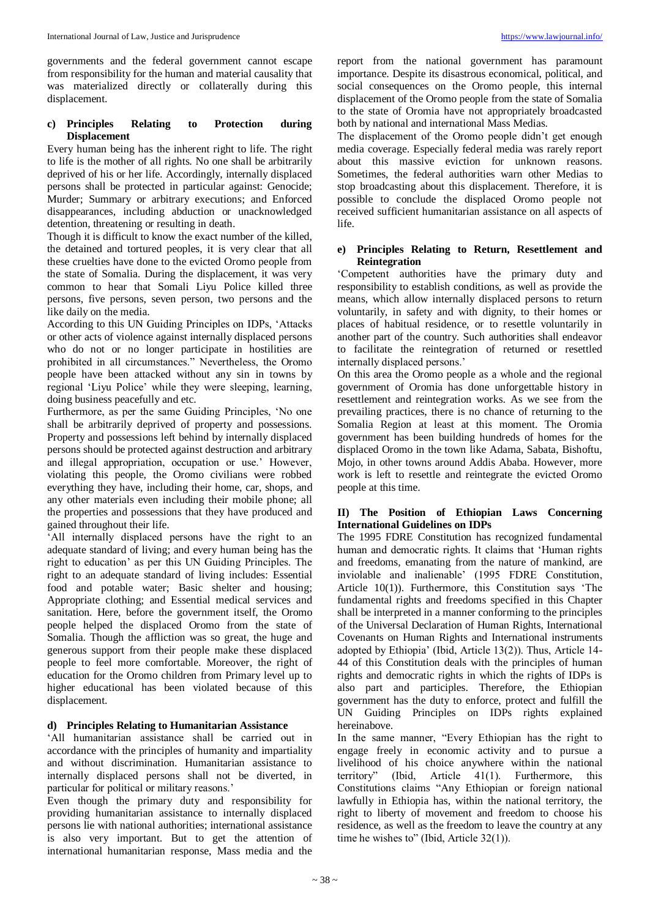governments and the federal government cannot escape from responsibility for the human and material causality that was materialized directly or collaterally during this displacement.

### c) Principles Relating to Protection during Displacement

Every human being has the inherent right to life. The right to life is the mother of all rights. No one shall be arbitrarily deprived of his or her life. Accordingly, internally displaced persons shall be protected in particular against: Genocide; Murder; Summary or arbitrary executions; and Enforced disappearances, including abduction or unacknowledged detention, threatening or resulting in death.

Though it is difficult to know the exact number of the killed, the detained and tortured peoples, it is very clear that all these cruelties have done to the evicted Oromo people from the state of Somalia. During the displacement, it was very common to hear that Somali Liyu Police killed three persons, five persons, seven person, two persons and the like daily on the media.

According to this UN Guiding Principles on IDPs, 'Attacks or other acts of violence against internally displaced persons who do not or no longer participate in hostilities are prohibited in all circumstances." Nevertheless, the Oromo people have been attacked without any sin in towns by regional 'Liyu Police' while they were sleeping, learning, doing business peacefully and etc.

Furthermore, as per the same Guiding Principles, 'No one shall be arbitrarily deprived of property and possessions. Property and possessions left behind by internally displaced persons should be protected against destruction and arbitrary and illegal appropriation, occupation or use.' However, violating this people, the Oromo civilians were robbed everything they have, including their home, car, shops, and any other materials even including their mobile phone; all the properties and possessions that they have produced and gained throughout their life.

'All internally displaced persons have the right to an adequate standard of living; and every human being has the right to education' as per this UN Guiding Principles. The right to an adequate standard of living includes: Essential food and potable water; Basic shelter and housing; Appropriate clothing; and Essential medical services and sanitation. Here, before the government itself, the Oromo people helped the displaced Oromo from the state of Somalia. Though the affliction was so great, the huge and generous support from their people make these displaced people to feel more comfortable. Moreover, the right of education for the Oromo children from Primary level up to higher educational has been violated because of this displacement.

### d) Principles Relating to Humanitarian Assistance

'All humanitarian assistance shall be carried out in accordance with the principles of humanity and impartiality and without discrimination. Humanitarian assistance to internally displaced persons shall not be diverted, in particular for political or military reasons.'

Even though the primary duty and responsibility for providing humanitarian assistance to internally displaced persons lie with national authorities; international assistance is also very important. But to get the attention of international humanitarian response, Mass media and the report from the national government has paramount importance. Despite its disastrous economical, political, and social consequences on the Oromo people, this internal displacement of the Oromo people from the state of Somalia to the state of Oromia have not appropriately broadcasted both by national and international Mass Medias.

The displacement of the Oromo people didn't get enough media coverage. Especially federal media was rarely report about this massive eviction for unknown reasons. Sometimes, the federal authorities warn other Medias to stop broadcasting about this displacement. Therefore, it is possible to conclude the displaced Oromo people not received sufficient humanitarian assistance on all aspects of life.

### e) Principles Relating to Return, Resettlement and Reintegration

'Competent authorities have the primary duty and responsibility to establish conditions, as well as provide the means, which allow internally displaced persons to return voluntarily, in safety and with dignity, to their homes or places of habitual residence, or to resettle voluntarily in another part of the country. Such authorities shall endeavor to facilitate the reintegration of returned or resettled internally displaced persons.'

On this area the Oromo people as a whole and the regional government of Oromia has done unforgettable history in resettlement and reintegration works. As we see from the prevailing practices, there is no chance of returning to the Somalia Region at least at this moment. The Oromia government has been building hundreds of homes for the displaced Oromo in the town like Adama, Sabata, Bishoftu, Mojo, in other towns around Addis Ababa. However, more work is left to resettle and reintegrate the evicted Oromo people at this time.

## II) The Position of Ethiopian Laws Concerning International Guidelines on IDPs

The 1995 FDRE Constitution has recognized fundamental human and democratic rights. It claims that 'Human rights and freedoms, emanating from the nature of mankind, are inviolable and inalienable' (1995 FDRE Constitution, Article 10(1)). Furthermore, this Constitution says 'The fundamental rights and freedoms specified in this Chapter shall be interpreted in a manner conforming to the principles of the Universal Declaration of Human Rights, International Covenants on Human Rights and International instruments adopted by Ethiopia' (Ibid, Article 13(2)). Thus, Article 14-44 of this Constitution deals with the principles of human rights and democratic rights in which the rights of IDPs is also part and participles. Therefore, the Ethiopian government has the duty to enforce, protect and fulfill the UN Guiding Principles on IDPs rights explained hereinabove.

In the same manner, "Every Ethiopian has the right to engage freely in economic activity and to pursue a livelihood of his choice anywhere within the national territory" (Ibid, Article 41(1). Furthermore, this Constitutions claims "Any Ethiopian or foreign national lawfully in Ethiopia has, within the national territory, the right to liberty of movement and freedom to choose his residence, as well as the freedom to leave the country at any time he wishes to" (Ibid, Article 32(1)).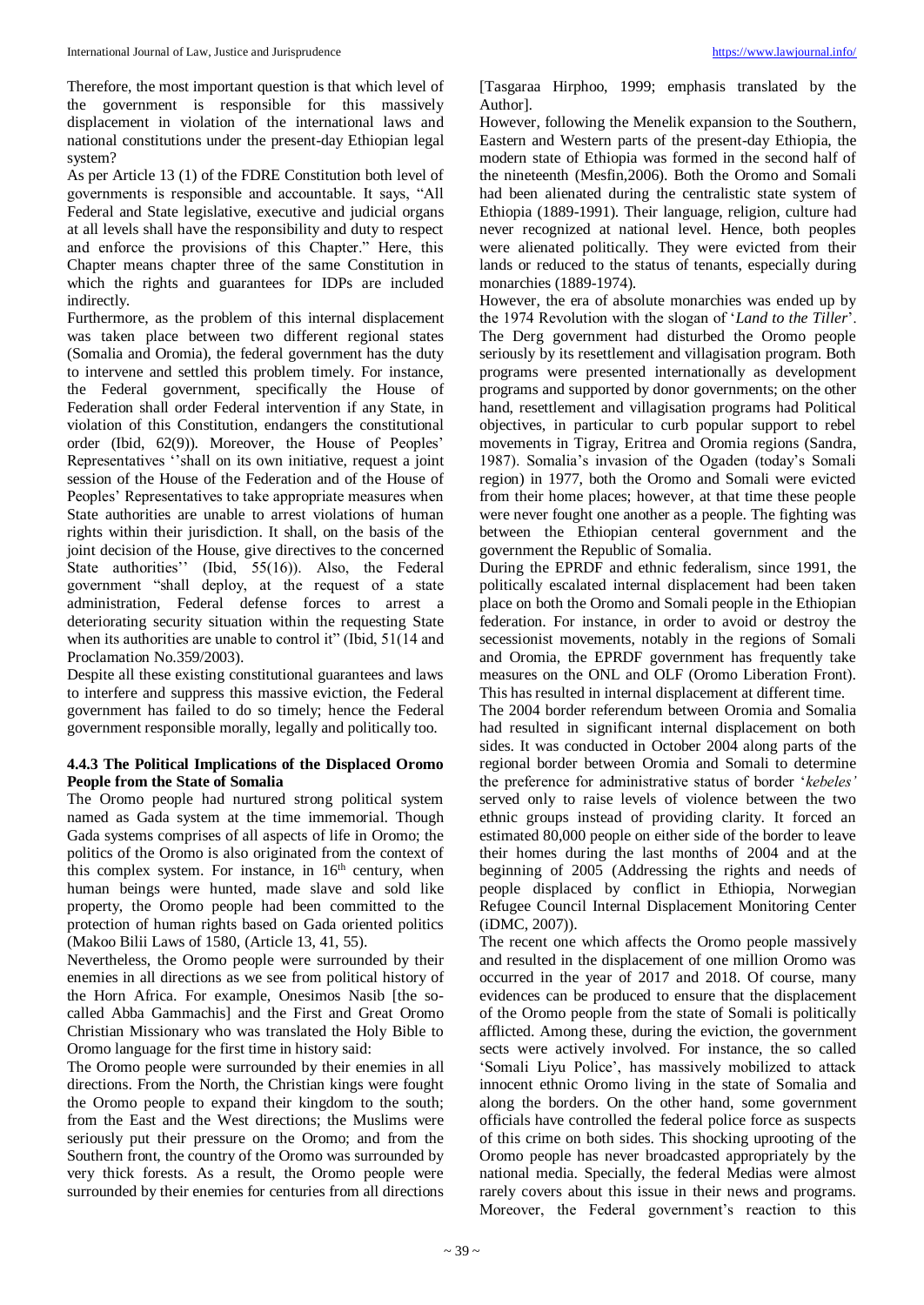Therefore, the most important question is that which level of the government is responsible for this massively displacement in violation of the international laws and national constitutions under the present-day Ethiopian legal system?

As per Article 13 (1) of the FDRE Constitution both level of governments is responsible and accountable. It says, "All Federal and State legislative, executive and judicial organs at all levels shall have the responsibility and duty to respect and enforce the provisions of this Chapter." Here, this Chapter means chapter three of the same Constitution in which the rights and guarantees for IDPs are included indirectly.

Furthermore, as the problem of this internal displacement was taken place between two different regional states (Somalia and Oromia), the federal government has the duty to intervene and settled this problem timely. For instance, the Federal government, specifically the House of Federation shall order Federal intervention if any State, in violation of this Constitution, endangers the constitutional order (Ibid, 62(9)). Moreover, the House of Peoples' Representatives ''shall on its own initiative, request a joint session of the House of the Federation and of the House of Peoples' Representatives to take appropriate measures when State authorities are unable to arrest violations of human rights within their jurisdiction. It shall, on the basis of the joint decision of the House, give directives to the concerned State authorities'' (Ibid, 55(16)). Also, the Federal government "shall deploy, at the request of a state administration, Federal defense forces to arrest a deteriorating security situation within the requesting State when its authorities are unable to control it" (Ibid, 51(14 and Proclamation No.359/2003).

Despite all these existing constitutional guarantees and laws to interfere and suppress this massive eviction, the Federal government has failed to do so timely; hence the Federal government responsible morally, legally and politically too.

#### 4.4.3 The Political Implications of the Displaced Oromo People from the State of Somalia

The Oromo people had nurtured strong political system named as Gada system at the time immemorial. Though Gada systems comprises of all aspects of life in Oromo; the politics of the Oromo is also originated from the context of this complex system. For instance, in 16th century, when human beings were hunted, made slave and sold like property, the Oromo people had been committed to the protection of human rights based on Gada oriented politics (Makoo Bilii Laws of 1580, (Article 13, 41, 55).

Nevertheless, the Oromo people were surrounded by their enemies in all directions as we see from political history of the Horn Africa. For example, Onesimos Nasib [the so-called Abba Gammachis] and the First and Great Oromo Christian Missionary who was translated the Holy Bible to Oromo language for the first time in history said:

The Oromo people were surrounded by their enemies in all directions. From the North, the Christian kings were fought the Oromo people to expand their kingdom to the south; from the East and the West directions; the Muslims were seriously put their pressure on the Oromo; and from the Southern front, the country of the Oromo was surrounded by very thick forests. As a result, the Oromo people were surrounded by their enemies for centuries from all directions [Tasgaraa Hirphoo, 1999; emphasis translated by the Author].

However, following the Menelik expansion to the Southern, Eastern and Western parts of the present-day Ethiopia, the modern state of Ethiopia was formed in the second half of the nineteenth (Mesfin,2006). Both the Oromo and Somali had been alienated during the centralistic state system of Ethiopia (1889-1991). Their language, religion, culture had never recognized at national level. Hence, both peoples were alienated politically. They were evicted from their lands or reduced to the status of tenants, especially during monarchies (1889-1974).

However, the era of absolute monarchies was ended up by the 1974 Revolution with the slogan of '*Land to the Tiller*'. The Derg government had disturbed the Oromo people seriously by its resettlement and villagisation program. Both programs were presented internationally as development programs and supported by donor governments; on the other hand, resettlement and villagisation programs had Political objectives, in particular to curb popular support to rebel movements in Tigray, Eritrea and Oromia regions (Sandra, 1987). Somalia's invasion of the Ogaden (today's Somali region) in 1977, both the Oromo and Somali were evicted from their home places; however, at that time these people were never fought one another as a people. The fighting was between the Ethiopian centeral government and the government the Republic of Somalia.

During the EPRDF and ethnic federalism, since 1991, the politically escalated internal displacement had been taken place on both the Oromo and Somali people in the Ethiopian federation. For instance, in order to avoid or destroy the secessionist movements, notably in the regions of Somali and Oromia, the EPRDF government has frequently take measures on the ONL and OLF (Oromo Liberation Front). This has resulted in internal displacement at different time.

The 2004 border referendum between Oromia and Somalia had resulted in significant internal displacement on both sides. It was conducted in October 2004 along parts of the regional border between Oromia and Somali to determine the preference for administrative status of border '*kebeles'* served only to raise levels of violence between the two ethnic groups instead of providing clarity. It forced an estimated 80,000 people on either side of the border to leave their homes during the last months of 2004 and at the beginning of 2005 (Addressing the rights and needs of people displaced by conflict in Ethiopia, Norwegian Refugee Council Internal Displacement Monitoring Center (iDMC, 2007)).

The recent one which affects the Oromo people massively and resulted in the displacement of one million Oromo was occurred in the year of 2017 and 2018. Of course, many evidences can be produced to ensure that the displacement of the Oromo people from the state of Somali is politically afflicted. Among these, during the eviction, the government sects were actively involved. For instance, the so called 'Somali Liyu Police', has massively mobilized to attack innocent ethnic Oromo living in the state of Somalia and along the borders. On the other hand, some government officials have controlled the federal police force as suspects of this crime on both sides. This shocking uprooting of the Oromo people has never broadcasted appropriately by the national media. Specially, the federal Medias were almost rarely covers about this issue in their news and programs. Moreover, the Federal government's reaction to this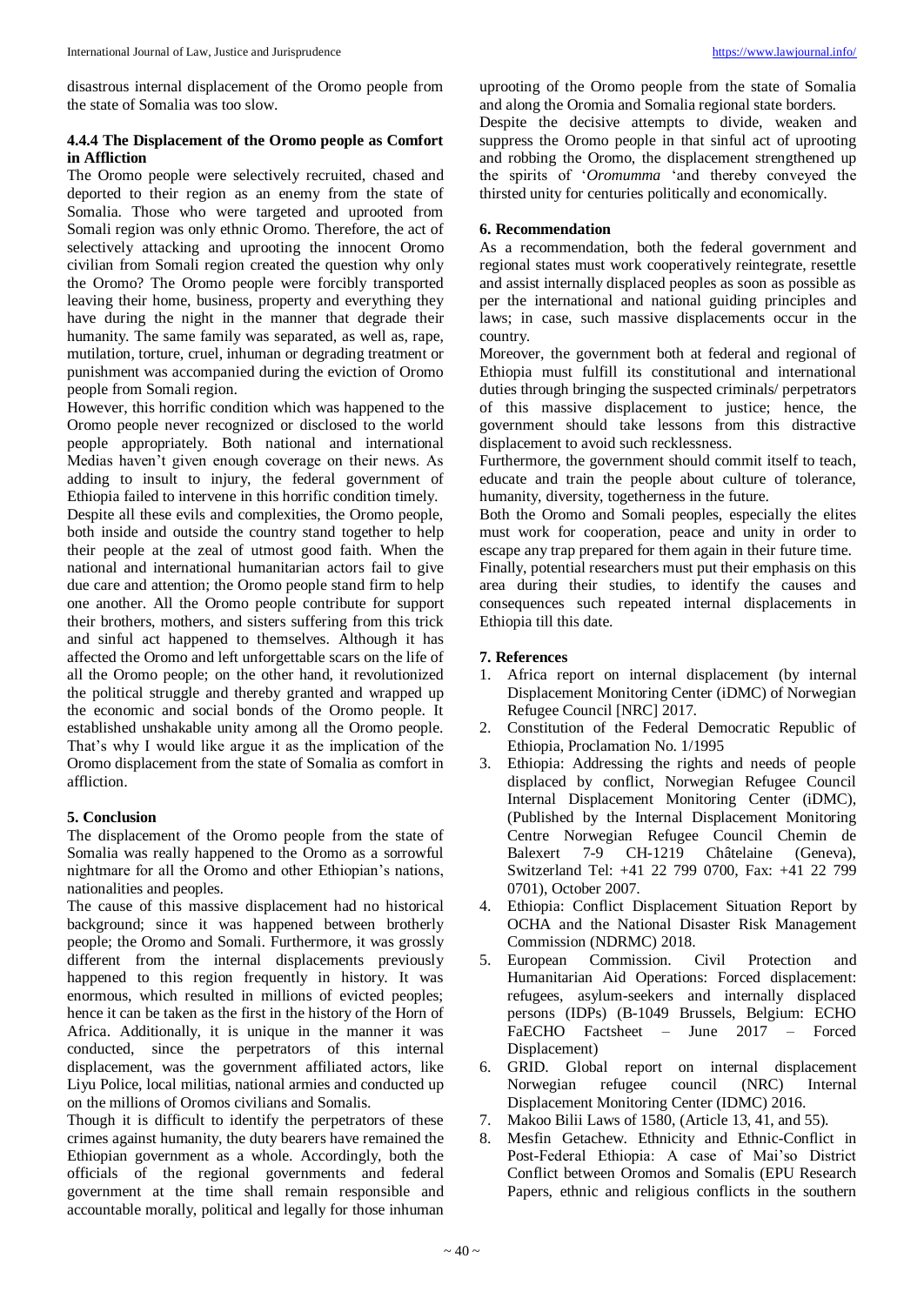disastrous internal displacement of the Oromo people from the state of Somalia was too slow.

#### 4.4.4 The Displacement of the Oromo people as Comfort in Affliction

The Oromo people were selectively recruited, chased and deported to their region as an enemy from the state of Somalia. Those who were targeted and uprooted from Somali region was only ethnic Oromo. Therefore, the act of selectively attacking and uprooting the innocent Oromo civilian from Somali region created the question why only the Oromo? The Oromo people were forcibly transported leaving their home, business, property and everything they have during the night in the manner that degrade their humanity. The same family was separated, as well as, rape, mutilation, torture, cruel, inhuman or degrading treatment or punishment was accompanied during the eviction of Oromo people from Somali region.

However, this horrific condition which was happened to the Oromo people never recognized or disclosed to the world people appropriately. Both national and international Medias haven't given enough coverage on their news. As adding to insult to injury, the federal government of Ethiopia failed to intervene in this horrific condition timely.

Despite all these evils and complexities, the Oromo people, both inside and outside the country stand together to help their people at the zeal of utmost good faith. When the national and international humanitarian actors fail to give due care and attention; the Oromo people stand firm to help one another. All the Oromo people contribute for support their brothers, mothers, and sisters suffering from this trick and sinful act happened to themselves. Although it has affected the Oromo and left unforgettable scars on the life of all the Oromo people; on the other hand, it revolutionized the political struggle and thereby granted and wrapped up the economic and social bonds of the Oromo people. It established unshakable unity among all the Oromo people. That's why I would like argue it as the implication of the Oromo displacement from the state of Somalia as comfort in affliction.

## 5. Conclusion

The displacement of the Oromo people from the state of Somalia was really happened to the Oromo as a sorrowful nightmare for all the Oromo and other Ethiopian's nations, nationalities and peoples.

The cause of this massive displacement had no historical background; since it was happened between brotherly people; the Oromo and Somali. Furthermore, it was grossly different from the internal displacements previously happened to this region frequently in history. It was enormous, which resulted in millions of evicted peoples; hence it can be taken as the first in the history of the Horn of Africa. Additionally, it is unique in the manner it was conducted, since the perpetrators of this internal displacement, was the government affiliated actors, like Liyu Police, local militias, national armies and conducted up on the millions of Oromos civilians and Somalis.

Though it is difficult to identify the perpetrators of these crimes against humanity, the duty bearers have remained the Ethiopian government as a whole. Accordingly, both the officials of the regional governments and federal government at the time shall remain responsible and accountable morally, political and legally for those inhuman uprooting of the Oromo people from the state of Somalia and along the Oromia and Somalia regional state borders.

Despite the decisive attempts to divide, weaken and suppress the Oromo people in that sinful act of uprooting and robbing the Oromo, the displacement strengthened up the spirits of '*Oromumma* 'and thereby conveyed the thirsted unity for centuries politically and economically.

## 6. Recommendation

As a recommendation, both the federal government and regional states must work cooperatively reintegrate, resettle and assist internally displaced peoples as soon as possible as per the international and national guiding principles and laws; in case, such massive displacements occur in the country.

Moreover, the government both at federal and regional of Ethiopia must fulfill its constitutional and international duties through bringing the suspected criminals/ perpetrators of this massive displacement to justice; hence, the government should take lessons from this distractive displacement to avoid such recklessness.

Furthermore, the government should commit itself to teach, educate and train the people about culture of tolerance, humanity, diversity, togetherness in the future.

Both the Oromo and Somali peoples, especially the elites must work for cooperation, peace and unity in order to escape any trap prepared for them again in their future time.

Finally, potential researchers must put their emphasis on this area during their studies, to identify the causes and consequences such repeated internal displacements in Ethiopia till this date.

## 7. References

1. Africa report on internal displacement (by internal Displacement Monitoring Center (iDMC) of Norwegian Refugee Council [NRC] 2017.
2. Constitution of the Federal Democratic Republic of Ethiopia, Proclamation No. 1/1995
3. Ethiopia: Addressing the rights and needs of people displaced by conflict, Norwegian Refugee Council Internal Displacement Monitoring Center (iDMC), (Published by the Internal Displacement Monitoring Centre Norwegian Refugee Council Chemin de Balexert 7-9 CH-1219 Châtelaine (Geneva), Switzerland Tel: +41 22 799 0700, Fax: +41 22 799 0701), October 2007.
4. Ethiopia: Conflict Displacement Situation Report by OCHA and the National Disaster Risk Management Commission (NDRMC) 2018.
5. European Commission. Civil Protection and Humanitarian Aid Operations: Forced displacement: refugees, asylum-seekers and internally displaced persons (IDPs) (B-1049 Brussels, Belgium: ECHO FaECHO Factsheet – June 2017 – Forced Displacement)
6. GRID. Global report on internal displacement Norwegian refugee council (NRC) Internal Displacement Monitoring Center (IDMC) 2016.
7. Makoo Bilii Laws of 1580, (Article 13, 41, and 55).
8. Mesfin Getachew. Ethnicity and Ethnic-Conflict in Post-Federal Ethiopia: A case of Mai'so District Conflict between Oromos and Somalis (EPU Research Papers, ethnic and religious conflicts in the southern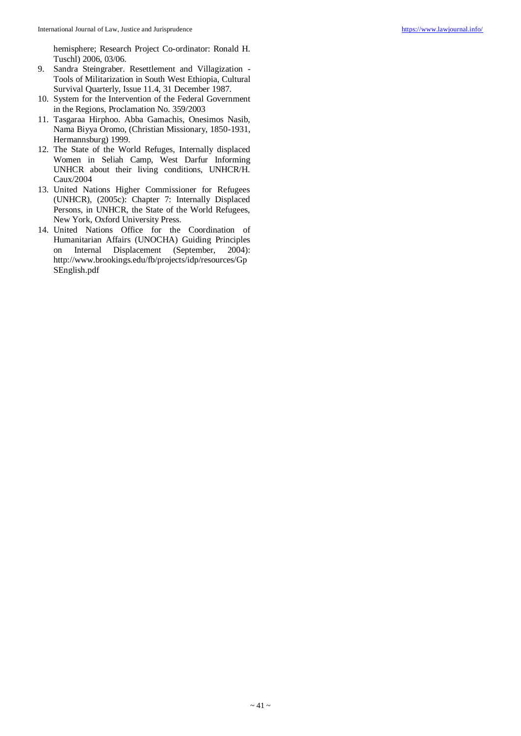hemisphere; Research Project Co-ordinator: Ronald H. Tuschl) 2006, 03/06.

9. Sandra Steingraber. Resettlement and Villagization - Tools of Militarization in South West Ethiopia, Cultural Survival Quarterly, Issue 11.4, 31 December 1987.
10. System for the Intervention of the Federal Government in the Regions, Proclamation No. 359/2003
11. Tasgaraa Hirphoo. Abba Gamachis, Onesimos Nasib, Nama Biyya Oromo, (Christian Missionary, 1850-1931, Hermannsburg) 1999.
12. The State of the World Refuges, Internally displaced Women in Seliah Camp, West Darfur Informing UNHCR about their living conditions, UNHCR/H. Caux/2004
13. United Nations Higher Commissioner for Refugees (UNHCR), (2005c): Chapter 7: Internally Displaced Persons, in UNHCR, the State of the World Refugees, New York, Oxford University Press.
14. United Nations Office for the Coordination of Humanitarian Affairs (UNOCHA) Guiding Principles on Internal Displacement (September, 2004): http://www.brookings.edu/fb/projects/idp/resources/GpSEnglish.pdf